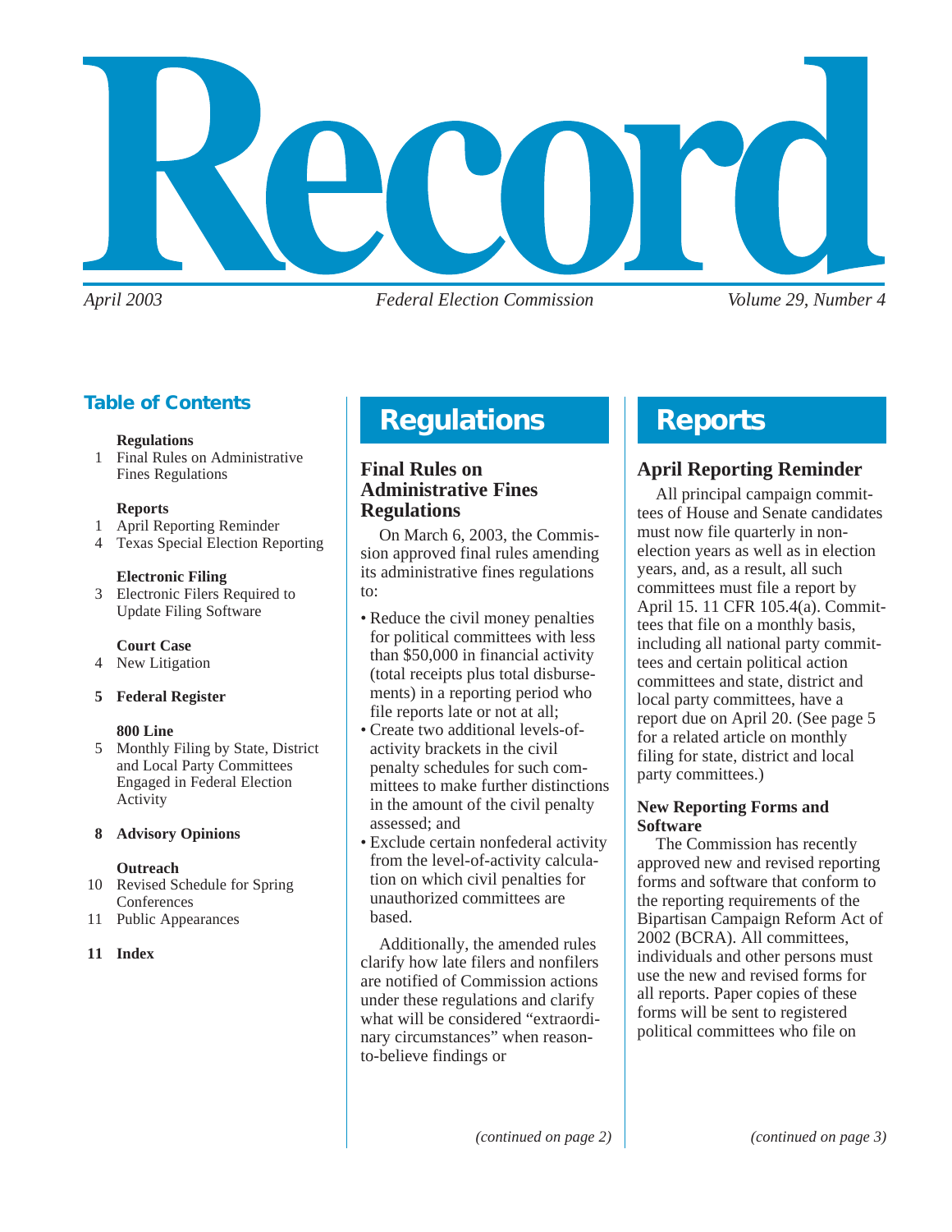# Record

*April 2003* — *Federal Election Commission* — *Volume 29, Number 4*

## Table of Contents

**Regulations**
1 Final Rules on Administrative Fines Regulations

**Reports**
1 April Reporting Reminder
4 Texas Special Election Reporting

**Electronic Filing**
3 Electronic Filers Required to Update Filing Software

**Court Case**
4 New Litigation

**5 Federal Register**

**800 Line**
5 Monthly Filing by State, District and Local Party Committees Engaged in Federal Election Activity

**8 Advisory Opinions**

**Outreach**
10 Revised Schedule for Spring Conferences
11 Public Appearances

**11 Index**

## Regulations

### Final Rules on Administrative Fines Regulations

On March 6, 2003, the Commission approved final rules amending its administrative fines regulations to:

- Reduce the civil money penalties for political committees with less than $50,000 in financial activity (total receipts plus total disbursements) in a reporting period who file reports late or not at all;
- Create two additional levels-of-activity brackets in the civil penalty schedules for such committees to make further distinctions in the amount of the civil penalty assessed; and
- Exclude certain nonfederal activity from the level-of-activity calculation on which civil penalties for unauthorized committees are based.

Additionally, the amended rules clarify how late filers and nonfilers are notified of Commission actions under these regulations and clarify what will be considered "extraordinary circumstances" when reason-to-believe findings or

*(continued on page 2)*

## Reports

### April Reporting Reminder

All principal campaign committees of House and Senate candidates must now file quarterly in non-election years as well as in election years, and, as a result, all such committees must file a report by April 15. 11 CFR 105.4(a). Committees that file on a monthly basis, including all national party committees and certain political action committees and state, district and local party committees, have a report due on April 20. (See page 5 for a related article on monthly filing for state, district and local party committees.)

#### New Reporting Forms and Software

The Commission has recently approved new and revised reporting forms and software that conform to the reporting requirements of the Bipartisan Campaign Reform Act of 2002 (BCRA). All committees, individuals and other persons must use the new and revised forms for all reports. Paper copies of these forms will be sent to registered political committees who file on

*(continued on page 3)*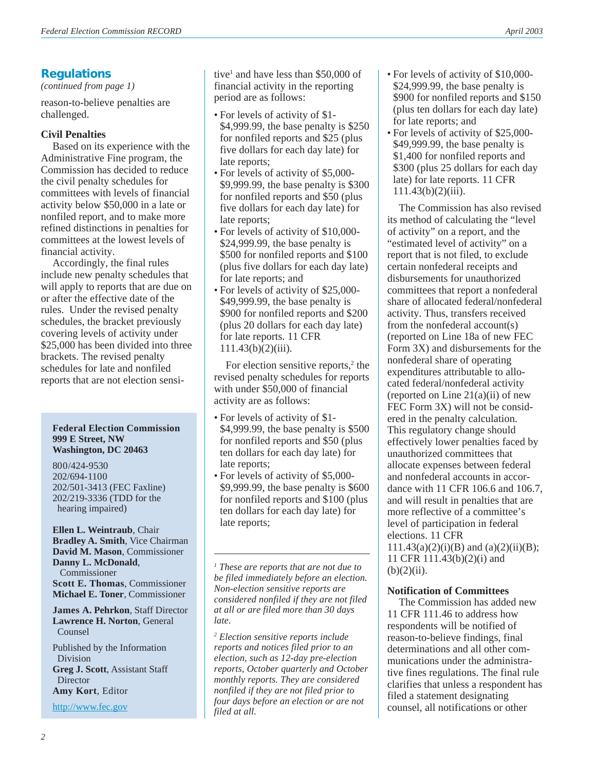## Regulations

*(continued from page 1)*

reason-to-believe penalties are challenged.

### Civil Penalties

Based on its experience with the Administrative Fine program, the Commission has decided to reduce the civil penalty schedules for committees with levels of financial activity below $50,000 in a late or nonfiled report, and to make more refined distinctions in penalties for committees at the lowest levels of financial activity.

Accordingly, the final rules include new penalty schedules that will apply to reports that are due on or after the effective date of the rules. Under the revised penalty schedules, the bracket previously covering levels of activity under $25,000 has been divided into three brackets. The revised penalty schedules for late and nonfiled reports that are not election sensitive[1] and have less than $50,000 of financial activity in the reporting period are as follows:

- For levels of activity of $1-$4,999.99, the base penalty is $250 for nonfiled reports and $25 (plus five dollars for each day late) for late reports;
- For levels of activity of $5,000-$9,999.99, the base penalty is $300 for nonfiled reports and $50 (plus five dollars for each day late) for late reports;
- For levels of activity of $10,000-$24,999.99, the base penalty is $500 for nonfiled reports and $100 (plus five dollars for each day late) for late reports; and
- For levels of activity of $25,000-$49,999.99, the base penalty is $900 for nonfiled reports and $200 (plus 20 dollars for each day late) for late reports. 11 CFR 111.43(b)(2)(iii).

For election sensitive reports,[2] the revised penalty schedules for reports with under $50,000 of financial activity are as follows:

- For levels of activity of $1-$4,999.99, the base penalty is $500 for nonfiled reports and $50 (plus ten dollars for each day late) for late reports;
- For levels of activity of $5,000-$9,999.99, the base penalty is $600 for nonfiled reports and $100 (plus ten dollars for each day late) for late reports;
- For levels of activity of $10,000-$24,999.99, the base penalty is $900 for nonfiled reports and $150 (plus ten dollars for each day late) for late reports; and
- For levels of activity of $25,000-$49,999.99, the base penalty is $1,400 for nonfiled reports and $300 (plus 25 dollars for each day late) for late reports. 11 CFR 111.43(b)(2)(iii).

The Commission has also revised its method of calculating the "level of activity" on a report, and the "estimated level of activity" on a report that is not filed, to exclude certain nonfederal receipts and disbursements for unauthorized committees that report a nonfederal share of allocated federal/nonfederal activity. Thus, transfers received from the nonfederal account(s) (reported on Line 18a of new FEC Form 3X) and disbursements for the nonfederal share of operating expenditures attributable to allocated federal/nonfederal activity (reported on Line 21(a)(ii) of new FEC Form 3X) will not be considered in the penalty calculation. This regulatory change should effectively lower penalties faced by unauthorized committees that allocate expenses between federal and nonfederal accounts in accordance with 11 CFR 106.6 and 106.7, and will result in penalties that are more reflective of a committee's level of participation in federal elections. 11 CFR 111.43(a)(2)(i)(B) and (a)(2)(ii)(B); 11 CFR 111.43(b)(2)(i) and (b)(2)(ii).

### Notification of Committees

The Commission has added new 11 CFR 111.46 to address how respondents will be notified of reason-to-believe findings, final determinations and all other communications under the administrative fines regulations. The final rule clarifies that unless a respondent has filed a statement designating counsel, all notifications or other

---

*[1] These are reports that are not due to be filed immediately before an election. Non-election sensitive reports are considered nonfiled if they are not filed at all or are filed more than 30 days late.*

*[2] Election sensitive reports include reports and notices filed prior to an election, such as 12-day pre-election reports, October quarterly and October monthly reports. They are considered nonfiled if they are not filed prior to four days before an election or are not filed at all.*

---

**Federal Election Commission**
**999 E Street, NW**
**Washington, DC 20463**

800/424-9530
202/694-1100
202/501-3413 (FEC Faxline)
202/219-3336 (TDD for the hearing impaired)

**Ellen L. Weintraub**, Chair
**Bradley A. Smith**, Vice Chairman
**David M. Mason**, Commissioner
**Danny L. McDonald**, Commissioner
**Scott E. Thomas**, Commissioner
**Michael E. Toner**, Commissioner

**James A. Pehrkon**, Staff Director
**Lawrence H. Norton**, General Counsel

Published by the Information Division
**Greg J. Scott**, Assistant Staff Director
**Amy Kort**, Editor

http://www.fec.gov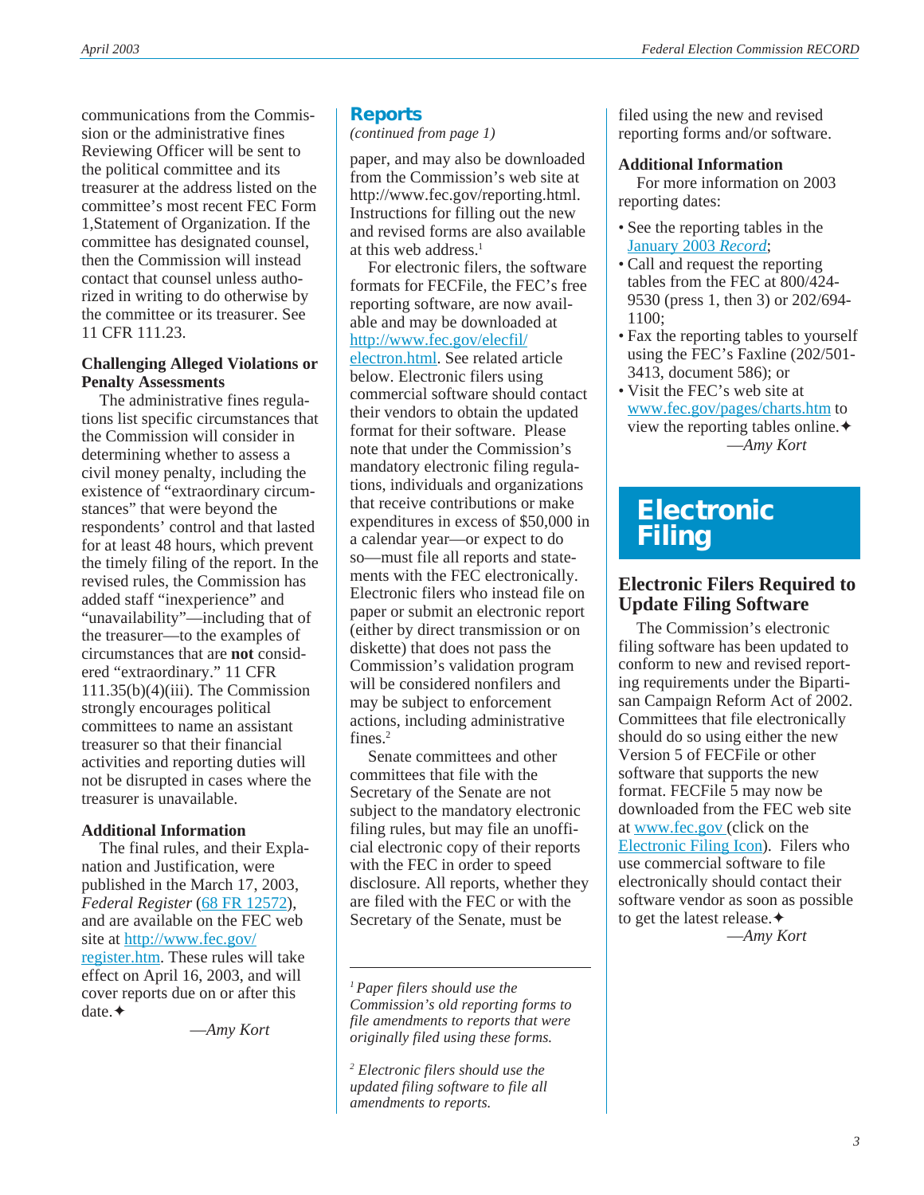communications from the Commission or the administrative fines Reviewing Officer will be sent to the political committee and its treasurer at the address listed on the committee's most recent FEC Form 1,Statement of Organization. If the committee has designated counsel, then the Commission will instead contact that counsel unless authorized in writing to do otherwise by the committee or its treasurer. See 11 CFR 111.23.

**Challenging Alleged Violations or Penalty Assessments**

The administrative fines regulations list specific circumstances that the Commission will consider in determining whether to assess a civil money penalty, including the existence of "extraordinary circumstances" that were beyond the respondents' control and that lasted for at least 48 hours, which prevent the timely filing of the report. In the revised rules, the Commission has added staff "inexperience" and "unavailability"—including that of the treasurer—to the examples of circumstances that are **not** considered "extraordinary." 11 CFR 111.35(b)(4)(iii). The Commission strongly encourages political committees to name an assistant treasurer so that their financial activities and reporting duties will not be disrupted in cases where the treasurer is unavailable.

**Additional Information**

The final rules, and their Explanation and Justification, were published in the March 17, 2003, *Federal Register* (68 FR 12572), and are available on the FEC web site at http://www.fec.gov/register.htm. These rules will take effect on April 16, 2003, and will cover reports due on or after this date.✦

—*Amy Kort*

## Reports

*(continued from page 1)*

paper, and may also be downloaded from the Commission's web site at http://www.fec.gov/reporting.html. Instructions for filling out the new and revised forms are also available at this web address.[1]

For electronic filers, the software formats for FECFile, the FEC's free reporting software, are now available and may be downloaded at http://www.fec.gov/elecfil/electron.html. See related article below. Electronic filers using commercial software should contact their vendors to obtain the updated format for their software. Please note that under the Commission's mandatory electronic filing regulations, individuals and organizations that receive contributions or make expenditures in excess of $50,000 in a calendar year—or expect to do so—must file all reports and statements with the FEC electronically. Electronic filers who instead file on paper or submit an electronic report (either by direct transmission or on diskette) that does not pass the Commission's validation program will be considered nonfilers and may be subject to enforcement actions, including administrative fines.[2]

Senate committees and other committees that file with the Secretary of the Senate are not subject to the mandatory electronic filing rules, but may file an unofficial electronic copy of their reports with the FEC in order to speed disclosure. All reports, whether they are filed with the FEC or with the Secretary of the Senate, must be filed using the new and revised reporting forms and/or software.

**Additional Information**

For more information on 2003 reporting dates:

- See the reporting tables in the January 2003 *Record*;
- Call and request the reporting tables from the FEC at 800/424-9530 (press 1, then 3) or 202/694-1100;
- Fax the reporting tables to yourself using the FEC's Faxline (202/501-3413, document 586); or
- Visit the FEC's web site at www.fec.gov/pages/charts.htm to view the reporting tables online.✦

—*Amy Kort*

[1] *Paper filers should use the Commission's old reporting forms to file amendments to reports that were originally filed using these forms.*

[2] *Electronic filers should use the updated filing software to file all amendments to reports.*

# Electronic Filing

## Electronic Filers Required to Update Filing Software

The Commission's electronic filing software has been updated to conform to new and revised reporting requirements under the Bipartisan Campaign Reform Act of 2002. Committees that file electronically should do so using either the new Version 5 of FECFile or other software that supports the new format. FECFile 5 may now be downloaded from the FEC web site at www.fec.gov (click on the Electronic Filing Icon). Filers who use commercial software to file electronically should contact their software vendor as soon as possible to get the latest release.✦

—*Amy Kort*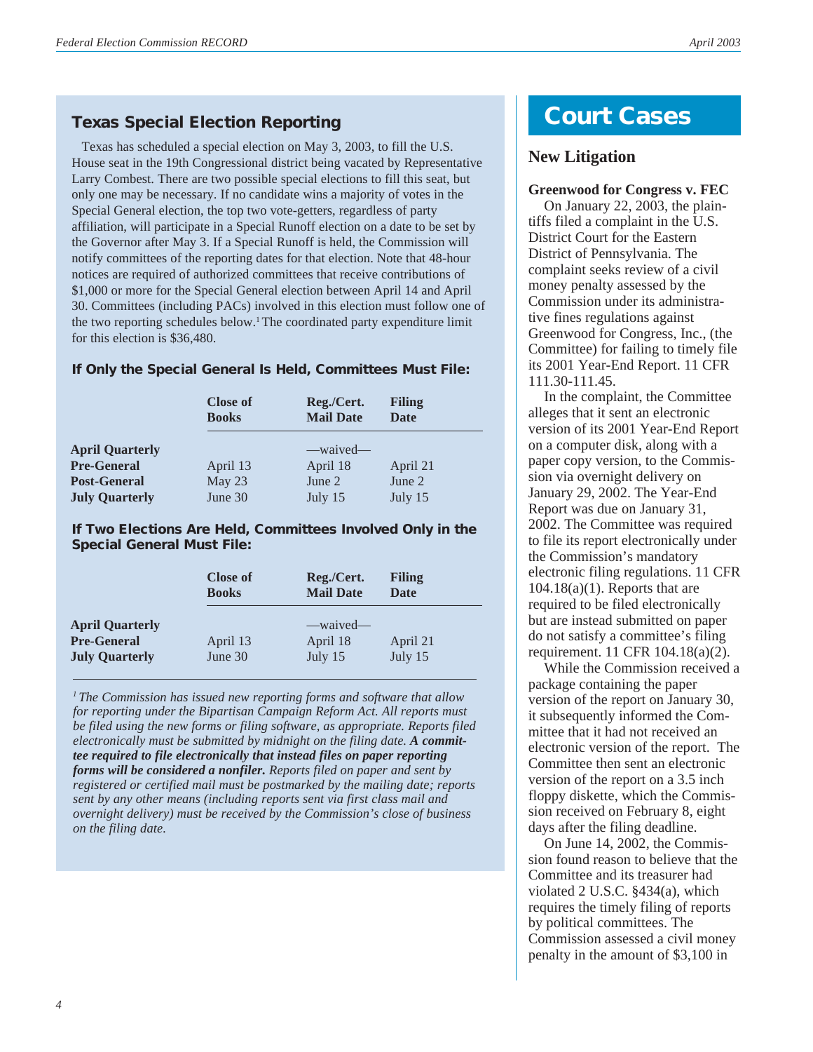## Texas Special Election Reporting

Texas has scheduled a special election on May 3, 2003, to fill the U.S. House seat in the 19th Congressional district being vacated by Representative Larry Combest. There are two possible special elections to fill this seat, but only one may be necessary. If no candidate wins a majority of votes in the Special General election, the top two vote-getters, regardless of party affiliation, will participate in a Special Runoff election on a date to be set by the Governor after May 3. If a Special Runoff is held, the Commission will notify committees of the reporting dates for that election. Note that 48-hour notices are required of authorized committees that receive contributions of $1,000 or more for the Special General election between April 14 and April 30. Committees (including PACs) involved in this election must follow one of the two reporting schedules below.[1] The coordinated party expenditure limit for this election is $36,480.

### If Only the Special General Is Held, Committees Must File:

| | Close of Books | Reg./Cert. Mail Date | Filing Date |
|---|---|---|---|
| **April Quarterly** | | —waived— | |
| **Pre-General** | April 13 | April 18 | April 21 |
| **Post-General** | May 23 | June 2 | June 2 |
| **July Quarterly** | June 30 | July 15 | July 15 |

### If Two Elections Are Held, Committees Involved Only in the Special General Must File:

| | Close of Books | Reg./Cert. Mail Date | Filing Date |
|---|---|---|---|
| **April Quarterly** | | —waived— | |
| **Pre-General** | April 13 | April 18 | April 21 |
| **July Quarterly** | June 30 | July 15 | July 15 |

*[1] The Commission has issued new reporting forms and software that allow for reporting under the Bipartisan Campaign Reform Act. All reports must be filed using the new forms or filing software, as appropriate. Reports filed electronically must be submitted by midnight on the filing date. **A committee required to file electronically that instead files on paper reporting forms will be considered a nonfiler.** Reports filed on paper and sent by registered or certified mail must be postmarked by the mailing date; reports sent by any other means (including reports sent via first class mail and overnight delivery) must be received by the Commission's close of business on the filing date.*

# Court Cases

## New Litigation

**Greenwood for Congress v. FEC**

On January 22, 2003, the plaintiffs filed a complaint in the U.S. District Court for the Eastern District of Pennsylvania. The complaint seeks review of a civil money penalty assessed by the Commission under its administrative fines regulations against Greenwood for Congress, Inc., (the Committee) for failing to timely file its 2001 Year-End Report. 11 CFR 111.30-111.45.

In the complaint, the Committee alleges that it sent an electronic version of its 2001 Year-End Report on a computer disk, along with a paper copy version, to the Commission via overnight delivery on January 29, 2002. The Year-End Report was due on January 31, 2002. The Committee was required to file its report electronically under the Commission's mandatory electronic filing regulations. 11 CFR 104.18(a)(1). Reports that are required to be filed electronically but are instead submitted on paper do not satisfy a committee's filing requirement. 11 CFR 104.18(a)(2).

While the Commission received a package containing the paper version of the report on January 30, it subsequently informed the Committee that it had not received an electronic version of the report. The Committee then sent an electronic version of the report on a 3.5 inch floppy diskette, which the Commission received on February 8, eight days after the filing deadline.

On June 14, 2002, the Commission found reason to believe that the Committee and its treasurer had violated 2 U.S.C. §434(a), which requires the timely filing of reports by political committees. The Commission assessed a civil money penalty in the amount of $3,100 in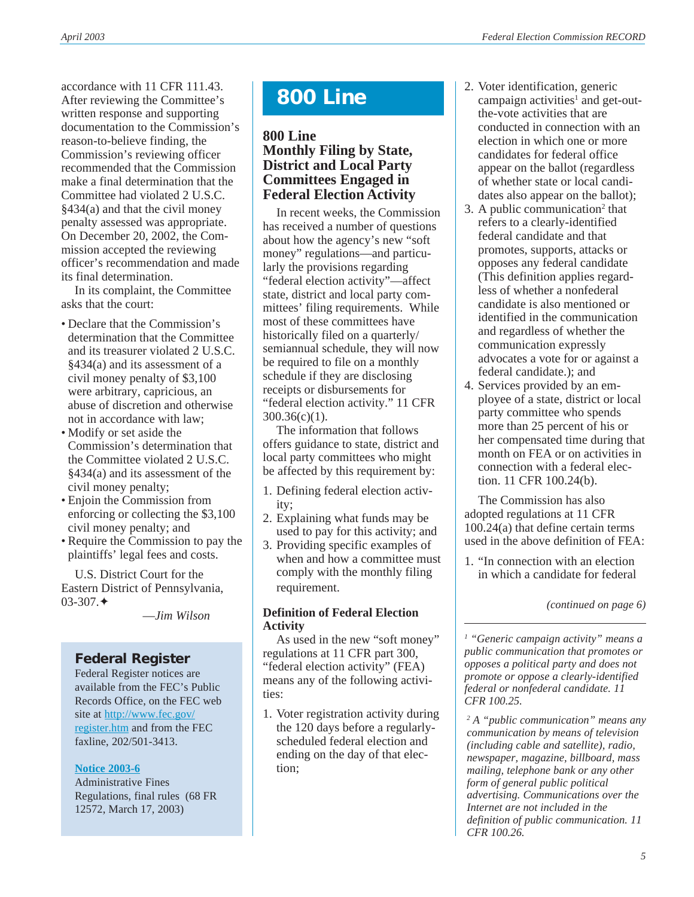accordance with 11 CFR 111.43. After reviewing the Committee's written response and supporting documentation to the Commission's reason-to-believe finding, the Commission's reviewing officer recommended that the Commission make a final determination that the Committee had violated 2 U.S.C. §434(a) and that the civil money penalty assessed was appropriate. On December 20, 2002, the Commission accepted the reviewing officer's recommendation and made its final determination.

In its complaint, the Committee asks that the court:

- Declare that the Commission's determination that the Committee and its treasurer violated 2 U.S.C. §434(a) and its assessment of a civil money penalty of $3,100 were arbitrary, capricious, an abuse of discretion and otherwise not in accordance with law;
- Modify or set aside the Commission's determination that the Committee violated 2 U.S.C. §434(a) and its assessment of the civil money penalty;
- Enjoin the Commission from enforcing or collecting the $3,100 civil money penalty; and
- Require the Commission to pay the plaintiffs' legal fees and costs.

U.S. District Court for the Eastern District of Pennsylvania, 03-307.✦

—*Jim Wilson*

## Federal Register

Federal Register notices are available from the FEC's Public Records Office, on the FEC web site at http://www.fec.gov/register.htm and from the FEC faxline, 202/501-3413.

**Notice 2003-6**
Administrative Fines Regulations, final rules (68 FR 12572, March 17, 2003)

# 800 Line

## 800 Line Monthly Filing by State, District and Local Party Committees Engaged in Federal Election Activity

In recent weeks, the Commission has received a number of questions about how the agency's new "soft money" regulations—and particularly the provisions regarding "federal election activity"—affect state, district and local party committees' filing requirements. While most of these committees have historically filed on a quarterly/semiannual schedule, they will now be required to file on a monthly schedule if they are disclosing receipts or disbursements for "federal election activity." 11 CFR 300.36(c)(1).

The information that follows offers guidance to state, district and local party committees who might be affected by this requirement by:

1. Defining federal election activity;
2. Explaining what funds may be used to pay for this activity; and
3. Providing specific examples of when and how a committee must comply with the monthly filing requirement.

### Definition of Federal Election Activity

As used in the new "soft money" regulations at 11 CFR part 300, "federal election activity" (FEA) means any of the following activities:

1. Voter registration activity during the 120 days before a regularly-scheduled federal election and ending on the day of that election;
2. Voter identification, generic campaign activities[1] and get-out-the-vote activities that are conducted in connection with an election in which one or more candidates for federal office appear on the ballot (regardless of whether state or local candidates also appear on the ballot);
3. A public communication[2] that refers to a clearly-identified federal candidate and that promotes, supports, attacks or opposes any federal candidate (This definition applies regardless of whether a nonfederal candidate is also mentioned or identified in the communication and regardless of whether the communication expressly advocates a vote for or against a federal candidate.); and
4. Services provided by an employee of a state, district or local party committee who spends more than 25 percent of his or her compensated time during that month on FEA or on activities in connection with a federal election. 11 CFR 100.24(b).

The Commission has also adopted regulations at 11 CFR 100.24(a) that define certain terms used in the above definition of FEA:

1. "In connection with an election in which a candidate for federal

*(continued on page 6)*

---

[1] *"Generic campaign activity" means a public communication that promotes or opposes a political party and does not promote or oppose a clearly-identified federal or nonfederal candidate. 11 CFR 100.25.*

[2] *A "public communication" means any communication by means of television (including cable and satellite), radio, newspaper, magazine, billboard, mass mailing, telephone bank or any other form of general public political advertising. Communications over the Internet are not included in the definition of public communication. 11 CFR 100.26.*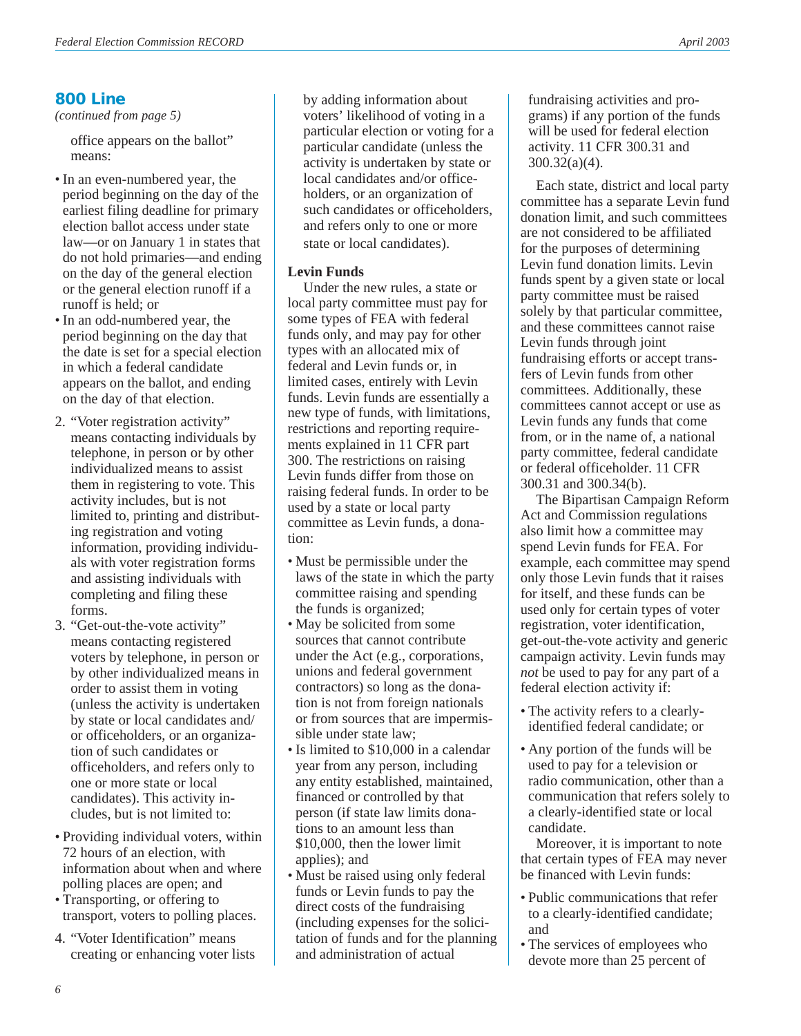## 800 Line

*(continued from page 5)*

office appears on the ballot" means:

- In an even-numbered year, the period beginning on the day of the earliest filing deadline for primary election ballot access under state law—or on January 1 in states that do not hold primaries—and ending on the day of the general election or the general election runoff if a runoff is held; or
- In an odd-numbered year, the period beginning on the day that the date is set for a special election in which a federal candidate appears on the ballot, and ending on the day of that election.

2. "Voter registration activity" means contacting individuals by telephone, in person or by other individualized means to assist them in registering to vote. This activity includes, but is not limited to, printing and distributing registration and voting information, providing individuals with voter registration forms and assisting individuals with completing and filing these forms.
3. "Get-out-the-vote activity" means contacting registered voters by telephone, in person or by other individualized means in order to assist them in voting (unless the activity is undertaken by state or local candidates and/or officeholders, or an organization of such candidates or officeholders, and refers only to one or more state or local candidates). This activity includes, but is not limited to:

- Providing individual voters, within 72 hours of an election, with information about when and where polling places are open; and
- Transporting, or offering to transport, voters to polling places.

4. "Voter Identification" means creating or enhancing voter lists by adding information about voters' likelihood of voting in a particular election or voting for a particular candidate (unless the activity is undertaken by state or local candidates and/or officeholders, or an organization of such candidates or officeholders, and refers only to one or more state or local candidates).

**Levin Funds**

Under the new rules, a state or local party committee must pay for some types of FEA with federal funds only, and may pay for other types with an allocated mix of federal and Levin funds or, in limited cases, entirely with Levin funds. Levin funds are essentially a new type of funds, with limitations, restrictions and reporting requirements explained in 11 CFR part 300. The restrictions on raising Levin funds differ from those on raising federal funds. In order to be used by a state or local party committee as Levin funds, a donation:

- Must be permissible under the laws of the state in which the party committee raising and spending the funds is organized;
- May be solicited from some sources that cannot contribute under the Act (e.g., corporations, unions and federal government contractors) so long as the donation is not from foreign nationals or from sources that are impermissible under state law;
- Is limited to $10,000 in a calendar year from any person, including any entity established, maintained, financed or controlled by that person (if state law limits donations to an amount less than $10,000, then the lower limit applies); and
- Must be raised using only federal funds or Levin funds to pay the direct costs of the fundraising (including expenses for the solicitation of funds and for the planning and administration of actual fundraising activities and programs) if any portion of the funds will be used for federal election activity. 11 CFR 300.31 and 300.32(a)(4).

Each state, district and local party committee has a separate Levin fund donation limit, and such committees are not considered to be affiliated for the purposes of determining Levin fund donation limits. Levin funds spent by a given state or local party committee must be raised solely by that particular committee, and these committees cannot raise Levin funds through joint fundraising efforts or accept transfers of Levin funds from other committees. Additionally, these committees cannot accept or use as Levin funds any funds that come from, or in the name of, a national party committee, federal candidate or federal officeholder. 11 CFR 300.31 and 300.34(b).

The Bipartisan Campaign Reform Act and Commission regulations also limit how a committee may spend Levin funds for FEA. For example, each committee may spend only those Levin funds that it raises for itself, and these funds can be used only for certain types of voter registration, voter identification, get-out-the-vote activity and generic campaign activity. Levin funds may *not* be used to pay for any part of a federal election activity if:

- The activity refers to a clearly-identified federal candidate; or
- Any portion of the funds will be used to pay for a television or radio communication, other than a communication that refers solely to a clearly-identified state or local candidate.

Moreover, it is important to note that certain types of FEA may never be financed with Levin funds:

- Public communications that refer to a clearly-identified candidate; and
- The services of employees who devote more than 25 percent of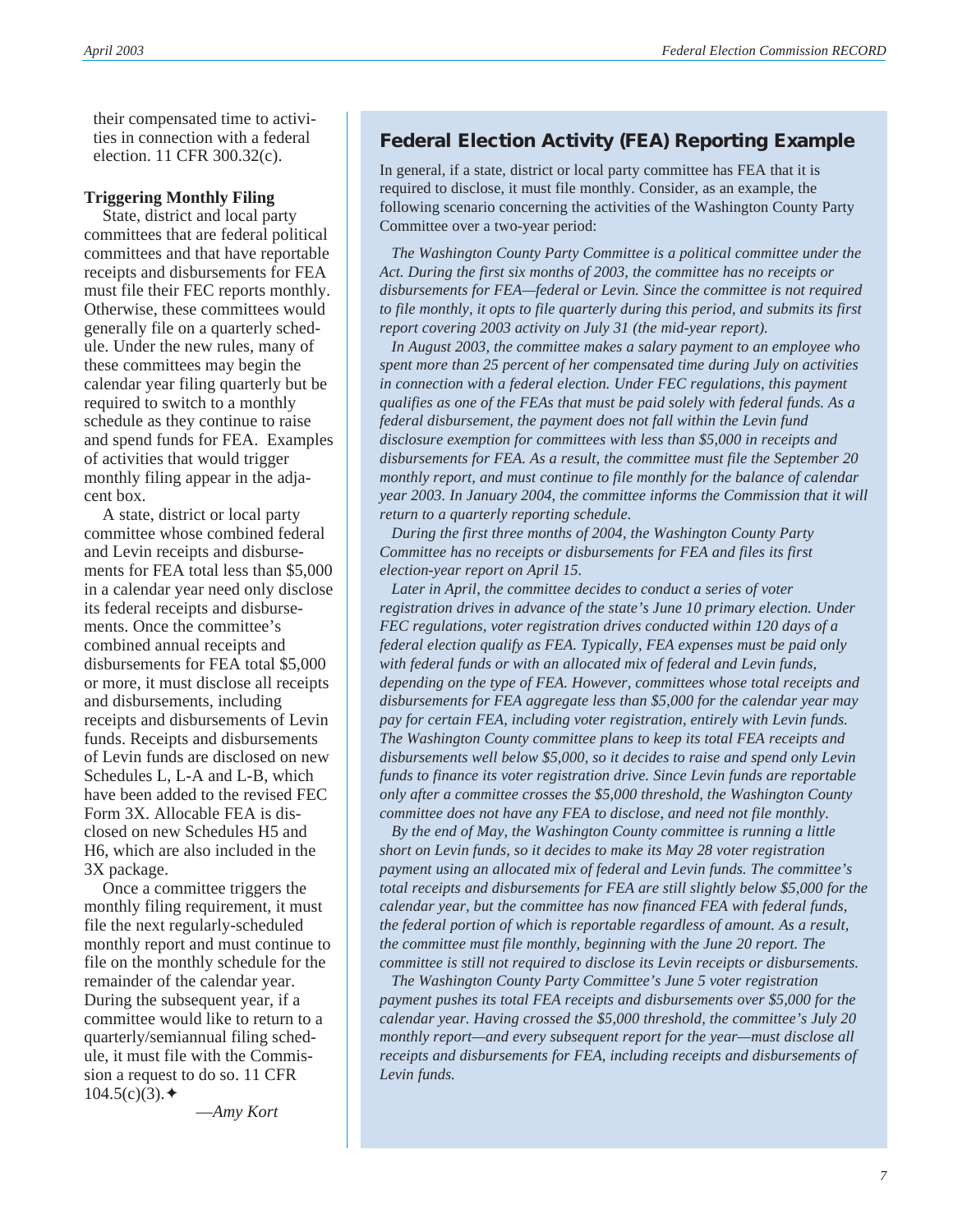their compensated time to activities in connection with a federal election. 11 CFR 300.32(c).

**Triggering Monthly Filing**

State, district and local party committees that are federal political committees and that have reportable receipts and disbursements for FEA must file their FEC reports monthly. Otherwise, these committees would generally file on a quarterly schedule. Under the new rules, many of these committees may begin the calendar year filing quarterly but be required to switch to a monthly schedule as they continue to raise and spend funds for FEA. Examples of activities that would trigger monthly filing appear in the adjacent box.

A state, district or local party committee whose combined federal and Levin receipts and disbursements for FEA total less than $5,000 in a calendar year need only disclose its federal receipts and disbursements. Once the committee's combined annual receipts and disbursements for FEA total $5,000 or more, it must disclose all receipts and disbursements, including receipts and disbursements of Levin funds. Receipts and disbursements of Levin funds are disclosed on new Schedules L, L-A and L-B, which have been added to the revised FEC Form 3X. Allocable FEA is disclosed on new Schedules H5 and H6, which are also included in the 3X package.

Once a committee triggers the monthly filing requirement, it must file the next regularly-scheduled monthly report and must continue to file on the monthly schedule for the remainder of the calendar year. During the subsequent year, if a committee would like to return to a quarterly/semiannual filing schedule, it must file with the Commission a request to do so. 11 CFR 104.5(c)(3).✦

*—Amy Kort*

## Federal Election Activity (FEA) Reporting Example

In general, if a state, district or local party committee has FEA that it is required to disclose, it must file monthly. Consider, as an example, the following scenario concerning the activities of the Washington County Party Committee over a two-year period:

*The Washington County Party Committee is a political committee under the Act. During the first six months of 2003, the committee has no receipts or disbursements for FEA—federal or Levin. Since the committee is not required to file monthly, it opts to file quarterly during this period, and submits its first report covering 2003 activity on July 31 (the mid-year report).*

*In August 2003, the committee makes a salary payment to an employee who spent more than 25 percent of her compensated time during July on activities in connection with a federal election. Under FEC regulations, this payment qualifies as one of the FEAs that must be paid solely with federal funds. As a federal disbursement, the payment does not fall within the Levin fund disclosure exemption for committees with less than $5,000 in receipts and disbursements for FEA. As a result, the committee must file the September 20 monthly report, and must continue to file monthly for the balance of calendar year 2003. In January 2004, the committee informs the Commission that it will return to a quarterly reporting schedule.*

*During the first three months of 2004, the Washington County Party Committee has no receipts or disbursements for FEA and files its first election-year report on April 15.*

*Later in April, the committee decides to conduct a series of voter registration drives in advance of the state's June 10 primary election. Under FEC regulations, voter registration drives conducted within 120 days of a federal election qualify as FEA. Typically, FEA expenses must be paid only with federal funds or with an allocated mix of federal and Levin funds, depending on the type of FEA. However, committees whose total receipts and disbursements for FEA aggregate less than $5,000 for the calendar year may pay for certain FEA, including voter registration, entirely with Levin funds. The Washington County committee plans to keep its total FEA receipts and disbursements well below $5,000, so it decides to raise and spend only Levin funds to finance its voter registration drive. Since Levin funds are reportable only after a committee crosses the $5,000 threshold, the Washington County committee does not have any FEA to disclose, and need not file monthly.*

*By the end of May, the Washington County committee is running a little short on Levin funds, so it decides to make its May 28 voter registration payment using an allocated mix of federal and Levin funds. The committee's total receipts and disbursements for FEA are still slightly below $5,000 for the calendar year, but the committee has now financed FEA with federal funds, the federal portion of which is reportable regardless of amount. As a result, the committee must file monthly, beginning with the June 20 report. The committee is still not required to disclose its Levin receipts or disbursements.*

*The Washington County Party Committee's June 5 voter registration payment pushes its total FEA receipts and disbursements over $5,000 for the calendar year. Having crossed the $5,000 threshold, the committee's July 20 monthly report—and every subsequent report for the year—must disclose all receipts and disbursements for FEA, including receipts and disbursements of Levin funds.*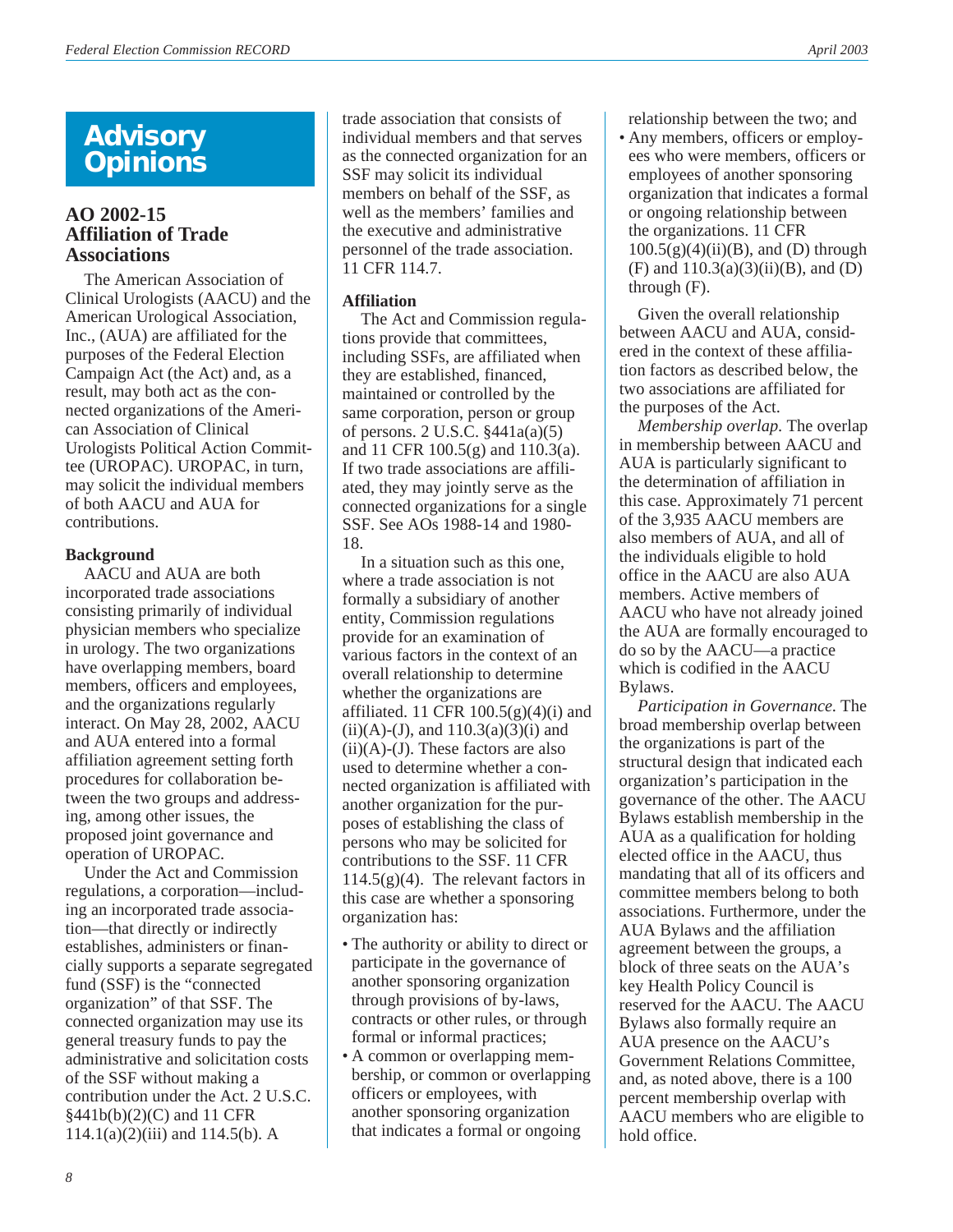# Advisory Opinions

## AO 2002-15 Affiliation of Trade Associations

The American Association of Clinical Urologists (AACU) and the American Urological Association, Inc., (AUA) are affiliated for the purposes of the Federal Election Campaign Act (the Act) and, as a result, may both act as the connected organizations of the American Association of Clinical Urologists Political Action Committee (UROPAC). UROPAC, in turn, may solicit the individual members of both AACU and AUA for contributions.

### Background

AACU and AUA are both incorporated trade associations consisting primarily of individual physician members who specialize in urology. The two organizations have overlapping members, board members, officers and employees, and the organizations regularly interact. On May 28, 2002, AACU and AUA entered into a formal affiliation agreement setting forth procedures for collaboration between the two groups and addressing, among other issues, the proposed joint governance and operation of UROPAC.

Under the Act and Commission regulations, a corporation—including an incorporated trade association—that directly or indirectly establishes, administers or financially supports a separate segregated fund (SSF) is the "connected organization" of that SSF. The connected organization may use its general treasury funds to pay the administrative and solicitation costs of the SSF without making a contribution under the Act. 2 U.S.C. §441b(b)(2)(C) and 11 CFR 114.1(a)(2)(iii) and 114.5(b). A trade association that consists of individual members and that serves as the connected organization for an SSF may solicit its individual members on behalf of the SSF, as well as the members' families and the executive and administrative personnel of the trade association. 11 CFR 114.7.

### Affiliation

The Act and Commission regulations provide that committees, including SSFs, are affiliated when they are established, financed, maintained or controlled by the same corporation, person or group of persons. 2 U.S.C. §441a(a)(5) and 11 CFR 100.5(g) and 110.3(a). If two trade associations are affiliated, they may jointly serve as the connected organizations for a single SSF. See AOs 1988-14 and 1980-18.

In a situation such as this one, where a trade association is not formally a subsidiary of another entity, Commission regulations provide for an examination of various factors in the context of an overall relationship to determine whether the organizations are affiliated. 11 CFR 100.5(g)(4)(i) and (ii)(A)-(J), and 110.3(a)(3)(i) and (ii)(A)-(J). These factors are also used to determine whether a connected organization is affiliated with another organization for the purposes of establishing the class of persons who may be solicited for contributions to the SSF. 11 CFR 114.5(g)(4). The relevant factors in this case are whether a sponsoring organization has:

- The authority or ability to direct or participate in the governance of another sponsoring organization through provisions of by-laws, contracts or other rules, or through formal or informal practices;
- A common or overlapping membership, or common or overlapping officers or employees, with another sponsoring organization that indicates a formal or ongoing relationship between the two; and
- Any members, officers or employees who were members, officers or employees of another sponsoring organization that indicates a formal or ongoing relationship between the organizations. 11 CFR 100.5(g)(4)(ii)(B), and (D) through (F) and 110.3(a)(3)(ii)(B), and (D) through (F).

Given the overall relationship between AACU and AUA, considered in the context of these affiliation factors as described below, the two associations are affiliated for the purposes of the Act.

*Membership overlap*. The overlap in membership between AACU and AUA is particularly significant to the determination of affiliation in this case. Approximately 71 percent of the 3,935 AACU members are also members of AUA, and all of the individuals eligible to hold office in the AACU are also AUA members. Active members of AACU who have not already joined the AUA are formally encouraged to do so by the AACU—a practice which is codified in the AACU Bylaws.

*Participation in Governance.* The broad membership overlap between the organizations is part of the structural design that indicated each organization's participation in the governance of the other. The AACU Bylaws establish membership in the AUA as a qualification for holding elected office in the AACU, thus mandating that all of its officers and committee members belong to both associations. Furthermore, under the AUA Bylaws and the affiliation agreement between the groups, a block of three seats on the AUA's key Health Policy Council is reserved for the AACU. The AACU Bylaws also formally require an AUA presence on the AACU's Government Relations Committee, and, as noted above, there is a 100 percent membership overlap with AACU members who are eligible to hold office.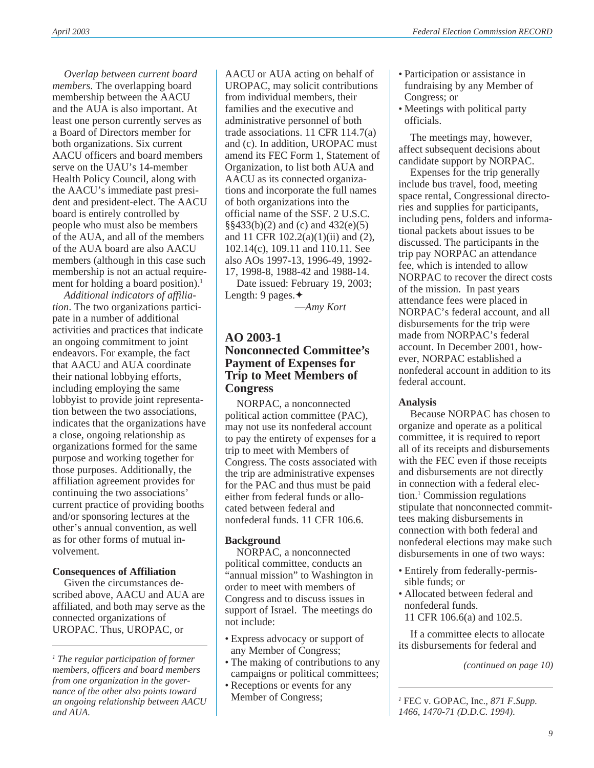*Overlap between current board members*. The overlapping board membership between the AACU and the AUA is also important. At least one person currently serves as a Board of Directors member for both organizations. Six current AACU officers and board members serve on the UAU's 14-member Health Policy Council, along with the AACU's immediate past president and president-elect. The AACU board is entirely controlled by people who must also be members of the AUA, and all of the members of the AUA board are also AACU members (although in this case such membership is not an actual requirement for holding a board position).[1]

*Additional indicators of affiliation*. The two organizations participate in a number of additional activities and practices that indicate an ongoing commitment to joint endeavors. For example, the fact that AACU and AUA coordinate their national lobbying efforts, including employing the same lobbyist to provide joint representation between the two associations, indicates that the organizations have a close, ongoing relationship as organizations formed for the same purpose and working together for those purposes. Additionally, the affiliation agreement provides for continuing the two associations' current practice of providing booths and/or sponsoring lectures at the other's annual convention, as well as for other forms of mutual involvement.

**Consequences of Affiliation**

Given the circumstances described above, AACU and AUA are affiliated, and both may serve as the connected organizations of UROPAC. Thus, UROPAC, or AACU or AUA acting on behalf of UROPAC, may solicit contributions from individual members, their families and the executive and administrative personnel of both trade associations. 11 CFR 114.7(a) and (c). In addition, UROPAC must amend its FEC Form 1, Statement of Organization, to list both AUA and AACU as its connected organizations and incorporate the full names of both organizations into the official name of the SSF. 2 U.S.C. §§433(b)(2) and (c) and 432(e)(5) and 11 CFR 102.2(a)(1)(ii) and (2), 102.14(c), 109.11 and 110.11. See also AOs 1997-13, 1996-49, 1992-17, 1998-8, 1988-42 and 1988-14.

Date issued: February 19, 2003; Length: 9 pages.✦

—*Amy Kort*

[1] *The regular participation of former members, officers and board members from one organization in the governance of the other also points toward an ongoing relationship between AACU and AUA.*

## AO 2003-1 Nonconnected Committee's Payment of Expenses for Trip to Meet Members of Congress

NORPAC, a nonconnected political action committee (PAC), may not use its nonfederal account to pay the entirety of expenses for a trip to meet with Members of Congress. The costs associated with the trip are administrative expenses for the PAC and thus must be paid either from federal funds or allocated between federal and nonfederal funds. 11 CFR 106.6.

**Background**

NORPAC, a nonconnected political committee, conducts an "annual mission" to Washington in order to meet with members of Congress and to discuss issues in support of Israel. The meetings do not include:

- Express advocacy or support of any Member of Congress;
- The making of contributions to any campaigns or political committees;
- Receptions or events for any Member of Congress;
- Participation or assistance in fundraising by any Member of Congress; or
- Meetings with political party officials.

The meetings may, however, affect subsequent decisions about candidate support by NORPAC.

Expenses for the trip generally include bus travel, food, meeting space rental, Congressional directories and supplies for participants, including pens, folders and informational packets about issues to be discussed. The participants in the trip pay NORPAC an attendance fee, which is intended to allow NORPAC to recover the direct costs of the mission. In past years attendance fees were placed in NORPAC's federal account, and all disbursements for the trip were made from NORPAC's federal account. In December 2001, however, NORPAC established a nonfederal account in addition to its federal account.

**Analysis**

Because NORPAC has chosen to organize and operate as a political committee, it is required to report all of its receipts and disbursements with the FEC even if those receipts and disbursements are not directly in connection with a federal election.[1] Commission regulations stipulate that nonconnected committees making disbursements in connection with both federal and nonfederal elections may make such disbursements in one of two ways:

- Entirely from federally-permissible funds; or
- Allocated between federal and nonfederal funds.
  11 CFR 106.6(a) and 102.5.

If a committee elects to allocate its disbursements for federal and

*(continued on page 10)*

[1] FEC v. GOPAC, Inc., *871 F.Supp. 1466, 1470-71 (D.D.C. 1994).*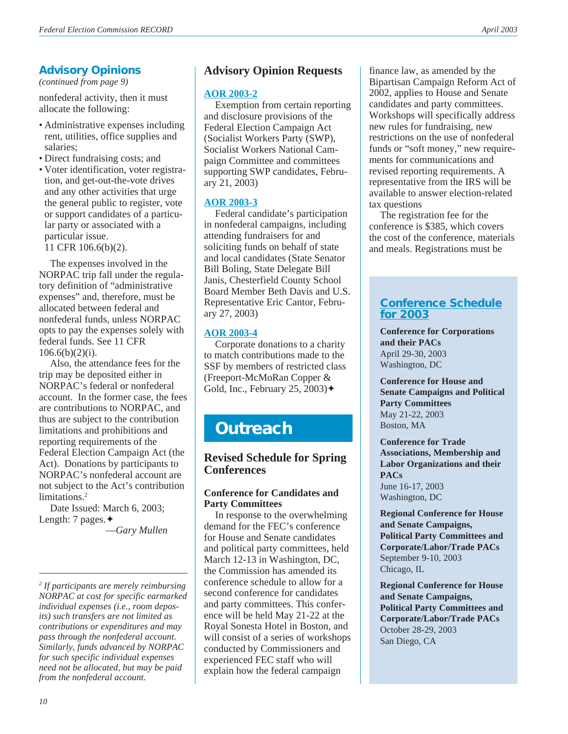## Advisory Opinions

*(continued from page 9)*

nonfederal activity, then it must allocate the following:

- Administrative expenses including rent, utilities, office supplies and salaries;
- Direct fundraising costs; and
- Voter identification, voter registration, and get-out-the-vote drives and any other activities that urge the general public to register, vote or support candidates of a particular party or associated with a particular issue.

11 CFR 106.6(b)(2).

The expenses involved in the NORPAC trip fall under the regulatory definition of "administrative expenses" and, therefore, must be allocated between federal and nonfederal funds, unless NORPAC opts to pay the expenses solely with federal funds. See 11 CFR 106.6(b)(2)(i).

Also, the attendance fees for the trip may be deposited either in NORPAC's federal or nonfederal account. In the former case, the fees are contributions to NORPAC, and thus are subject to the contribution limitations and prohibitions and reporting requirements of the Federal Election Campaign Act (the Act). Donations by participants to NORPAC's nonfederal account are not subject to the Act's contribution limitations.[2]

Date Issued: March 6, 2003; Length: 7 pages.✦

—*Gary Mullen*

[2] *If participants are merely reimbursing NORPAC at cost for specific earmarked individual expenses (i.e., room deposits) such transfers are not limited as contributions or expenditures and may pass through the nonfederal account. Similarly, funds advanced by NORPAC for such specific individual expenses need not be allocated, but may be paid from the nonfederal account.*

## Advisory Opinion Requests

### AOR 2003-2

Exemption from certain reporting and disclosure provisions of the Federal Election Campaign Act (Socialist Workers Party (SWP), Socialist Workers National Campaign Committee and committees supporting SWP candidates, February 21, 2003)

### AOR 2003-3

Federal candidate's participation in nonfederal campaigns, including attending fundraisers for and soliciting funds on behalf of state and local candidates (State Senator Bill Boling, State Delegate Bill Janis, Chesterfield County School Board Member Beth Davis and U.S. Representative Eric Cantor, February 27, 2003)

### AOR 2003-4

Corporate donations to a charity to match contributions made to the SSF by members of restricted class (Freeport-McMoRan Copper & Gold, Inc., February 25, 2003)✦

# Outreach

## Revised Schedule for Spring Conferences

### Conference for Candidates and Party Committees

In response to the overwhelming demand for the FEC's conference for House and Senate candidates and political party committees, held March 12-13 in Washington, DC, the Commission has amended its conference schedule to allow for a second conference for candidates and party committees. This conference will be held May 21-22 at the Royal Sonesta Hotel in Boston, and will consist of a series of workshops conducted by Commissioners and experienced FEC staff who will explain how the federal campaign finance law, as amended by the Bipartisan Campaign Reform Act of 2002, applies to House and Senate candidates and party committees. Workshops will specifically address new rules for fundraising, new restrictions on the use of nonfederal funds or "soft money," new requirements for communications and revised reporting requirements. A representative from the IRS will be available to answer election-related tax questions

The registration fee for the conference is $385, which covers the cost of the conference, materials and meals. Registrations must be

### Conference Schedule for 2003

**Conference for Corporations and their PACs**
April 29-30, 2003
Washington, DC

**Conference for House and Senate Campaigns and Political Party Committees**
May 21-22, 2003
Boston, MA

**Conference for Trade Associations, Membership and Labor Organizations and their PACs**
June 16-17, 2003
Washington, DC

**Regional Conference for House and Senate Campaigns, Political Party Committees and Corporate/Labor/Trade PACs**
September 9-10, 2003
Chicago, IL

**Regional Conference for House and Senate Campaigns, Political Party Committees and Corporate/Labor/Trade PACs**
October 28-29, 2003
San Diego, CA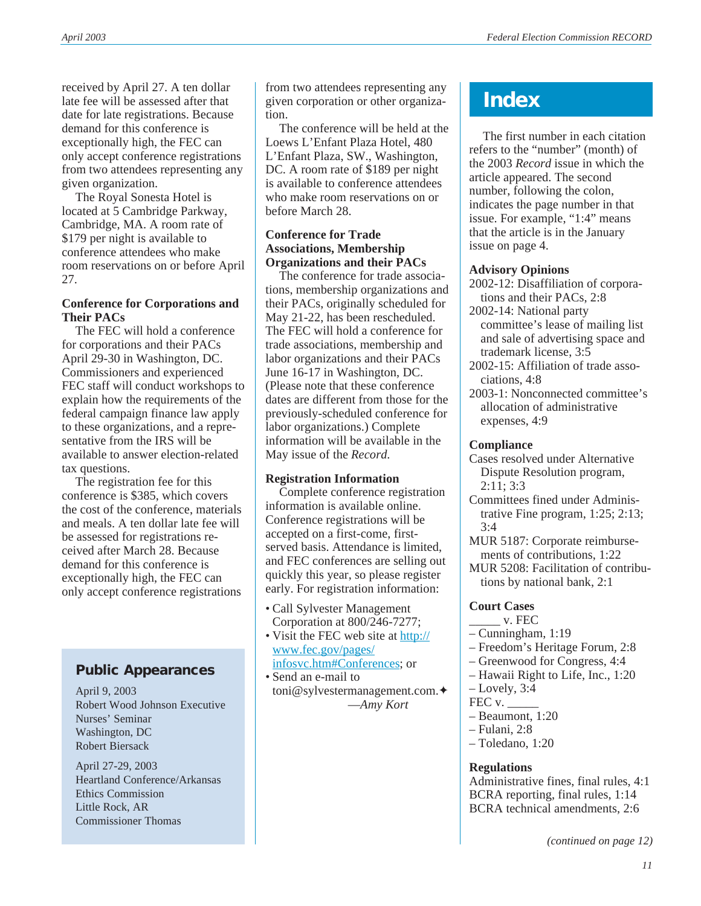received by April 27. A ten dollar late fee will be assessed after that date for late registrations. Because demand for this conference is exceptionally high, the FEC can only accept conference registrations from two attendees representing any given organization.

The Royal Sonesta Hotel is located at 5 Cambridge Parkway, Cambridge, MA. A room rate of $179 per night is available to conference attendees who make room reservations on or before April 27.

**Conference for Corporations and Their PACs**

The FEC will hold a conference for corporations and their PACs April 29-30 in Washington, DC. Commissioners and experienced FEC staff will conduct workshops to explain how the requirements of the federal campaign finance law apply to these organizations, and a representative from the IRS will be available to answer election-related tax questions.

The registration fee for this conference is $385, which covers the cost of the conference, materials and meals. A ten dollar late fee will be assessed for registrations received after March 28. Because demand for this conference is exceptionally high, the FEC can only accept conference registrations from two attendees representing any given corporation or other organization.

The conference will be held at the Loews L'Enfant Plaza Hotel, 480 L'Enfant Plaza, SW., Washington, DC. A room rate of $189 per night is available to conference attendees who make room reservations on or before March 28.

**Conference for Trade Associations, Membership Organizations and their PACs**

The conference for trade associations, membership organizations and their PACs, originally scheduled for May 21-22, has been rescheduled. The FEC will hold a conference for trade associations, membership and labor organizations and their PACs June 16-17 in Washington, DC. (Please note that these conference dates are different from those for the previously-scheduled conference for labor organizations.) Complete information will be available in the May issue of the *Record*.

**Registration Information**

Complete conference registration information is available online. Conference registrations will be accepted on a first-come, first-served basis. Attendance is limited, and FEC conferences are selling out quickly this year, so please register early. For registration information:

- Call Sylvester Management Corporation at 800/246-7277;
- Visit the FEC web site at http://www.fec.gov/pages/infosvc.htm#Conferences; or
- Send an e-mail to toni@sylvestermanagement.com.✦

—*Amy Kort*

## Public Appearances

April 9, 2003
Robert Wood Johnson Executive Nurses' Seminar
Washington, DC
Robert Biersack

April 27-29, 2003
Heartland Conference/Arkansas Ethics Commission
Little Rock, AR
Commissioner Thomas

# Index

The first number in each citation refers to the "number" (month) of the 2003 *Record* issue in which the article appeared. The second number, following the colon, indicates the page number in that issue. For example, "1:4" means that the article is in the January issue on page 4.

**Advisory Opinions**

2002-12: Disaffiliation of corporations and their PACs, 2:8
2002-14: National party committee's lease of mailing list and sale of advertising space and trademark license, 3:5
2002-15: Affiliation of trade associations, 4:8
2003-1: Nonconnected committee's allocation of administrative expenses, 4:9

**Compliance**

Cases resolved under Alternative Dispute Resolution program, 2:11; 3:3
Committees fined under Administrative Fine program, 1:25; 2:13; 3:4
MUR 5187: Corporate reimbursements of contributions, 1:22
MUR 5208: Facilitation of contributions by national bank, 2:1

**Court Cases**

_____ v. FEC
– Cunningham, 1:19
– Freedom's Heritage Forum, 2:8
– Greenwood for Congress, 4:4
– Hawaii Right to Life, Inc., 1:20
– Lovely, 3:4

FEC v. _____
– Beaumont, 1:20
– Fulani, 2:8
– Toledano, 1:20

**Regulations**

Administrative fines, final rules, 4:1
BCRA reporting, final rules, 1:14
BCRA technical amendments, 2:6

*(continued on page 12)*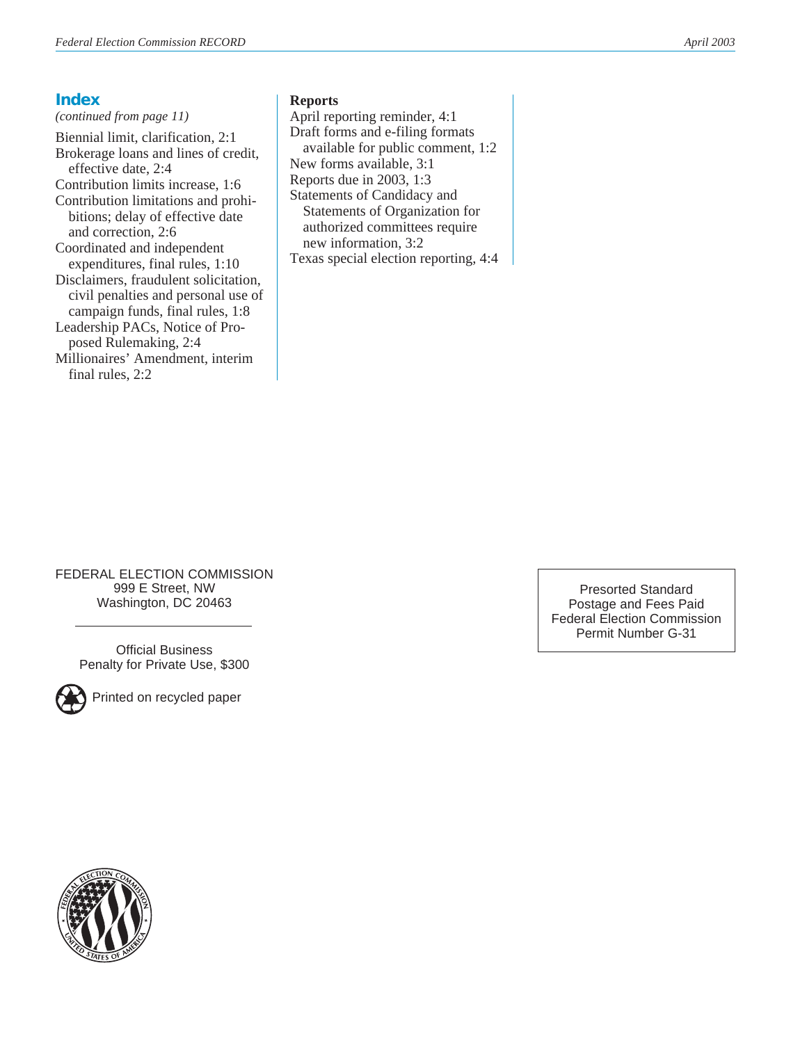## Index

*(continued from page 11)*

Biennial limit, clarification, 2:1

Brokerage loans and lines of credit, effective date, 2:4

Contribution limits increase, 1:6

Contribution limitations and prohibitions; delay of effective date and correction, 2:6

Coordinated and independent expenditures, final rules, 1:10

Disclaimers, fraudulent solicitation, civil penalties and personal use of campaign funds, final rules, 1:8

Leadership PACs, Notice of Proposed Rulemaking, 2:4

Millionaires' Amendment, interim final rules, 2:2

**Reports**

April reporting reminder, 4:1

Draft forms and e-filing formats available for public comment, 1:2

New forms available, 3:1

Reports due in 2003, 1:3

Statements of Candidacy and Statements of Organization for authorized committees require new information, 3:2

Texas special election reporting, 4:4

FEDERAL ELECTION COMMISSION
999 E Street, NW
Washington, DC 20463

Official Business
Penalty for Private Use, $300

Printed on recycled paper

Presorted Standard
Postage and Fees Paid
Federal Election Commission
Permit Number G-31